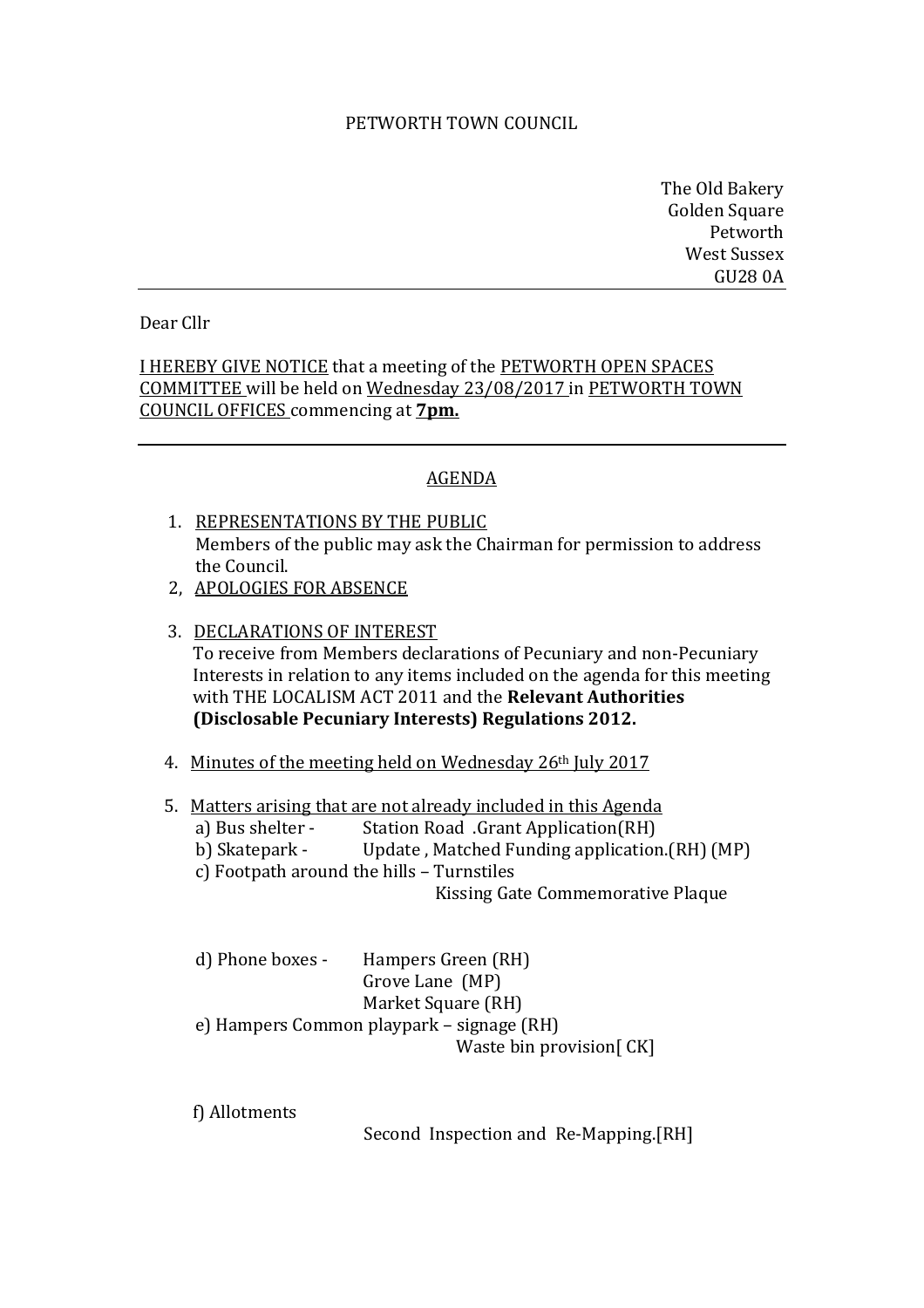PETWORTH TOWN COUNCIL

The Old Bakery
Golden Square
Petworth
West Sussex
GU28 0A

---

Dear Cllr

I HEREBY GIVE NOTICE that a meeting of the PETWORTH OPEN SPACES COMMITTEE will be held on Wednesday 23/08/2017 in PETWORTH TOWN COUNCIL OFFICES commencing at **7pm.**

---

## AGENDA

1. REPRESENTATIONS BY THE PUBLIC
   Members of the public may ask the Chairman for permission to address the Council.
2, APOLOGIES FOR ABSENCE

3. DECLARATIONS OF INTEREST
   To receive from Members declarations of Pecuniary and non-Pecuniary Interests in relation to any items included on the agenda for this meeting with THE LOCALISM ACT 2011 and the **Relevant Authorities (Disclosable Pecuniary Interests) Regulations 2012.**

4. Minutes of the meeting held on Wednesday 26th July 2017

5. Matters arising that are not already included in this Agenda
   a) Bus shelter - Station Road .Grant Application(RH)
   b) Skatepark - Update , Matched Funding application.(RH) (MP)
   c) Footpath around the hills – Turnstiles
      Kissing Gate Commemorative Plaque

   d) Phone boxes - Hampers Green (RH)
      Grove Lane (MP)
      Market Square (RH)
   e) Hampers Common playpark – signage (RH)
      Waste bin provision[ CK]

   f) Allotments
      Second Inspection and Re-Mapping.[RH]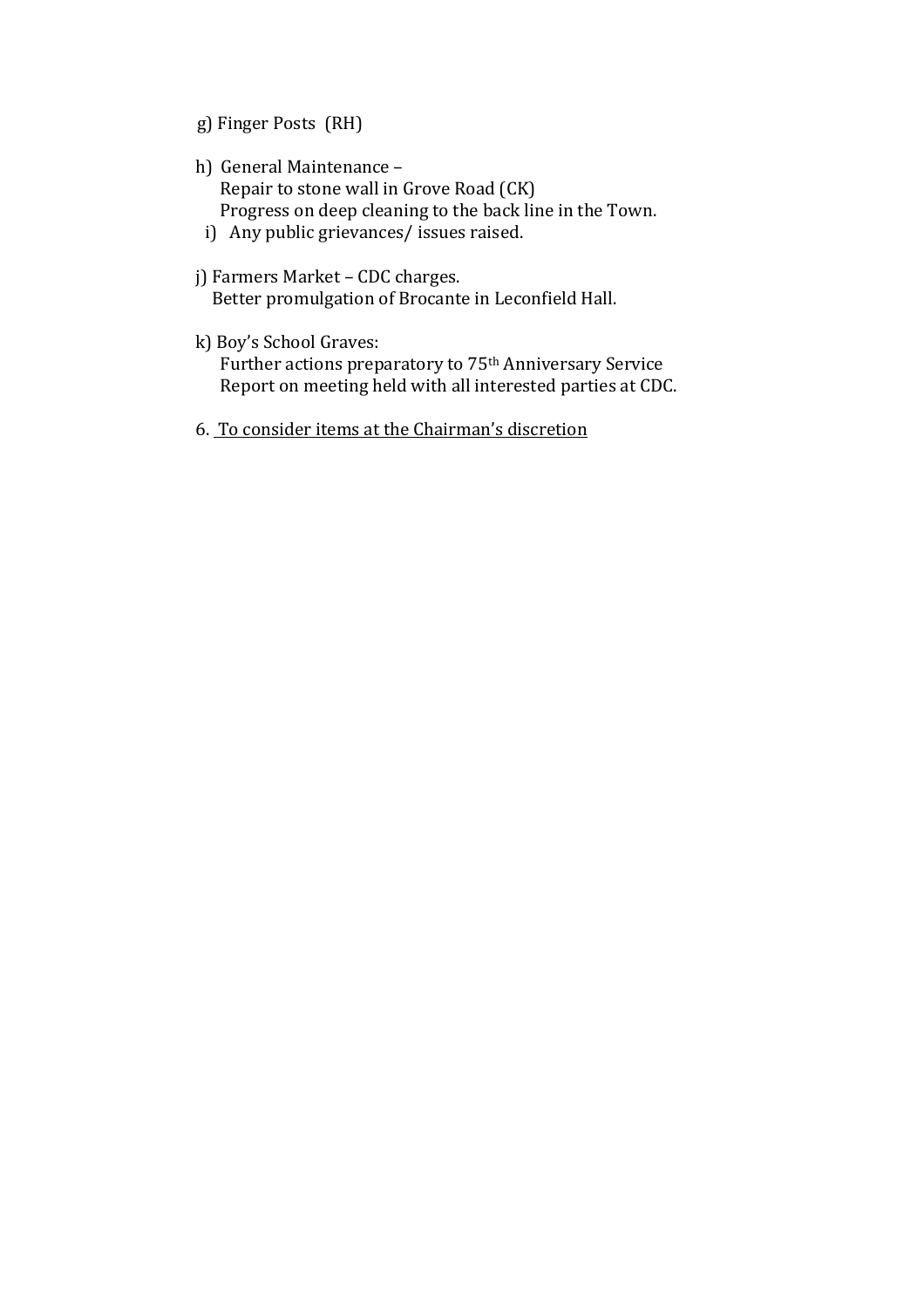g) Finger Posts (RH)

h) General Maintenance –
Repair to stone wall in Grove Road (CK)
Progress on deep cleaning to the back line in the Town.

i) Any public grievances/ issues raised.

j) Farmers Market – CDC charges.
Better promulgation of Brocante in Leconfield Hall.

k) Boy's School Graves:
Further actions preparatory to 75th Anniversary Service
Report on meeting held with all interested parties at CDC.

6. <u>To consider items at the Chairman's discretion</u>